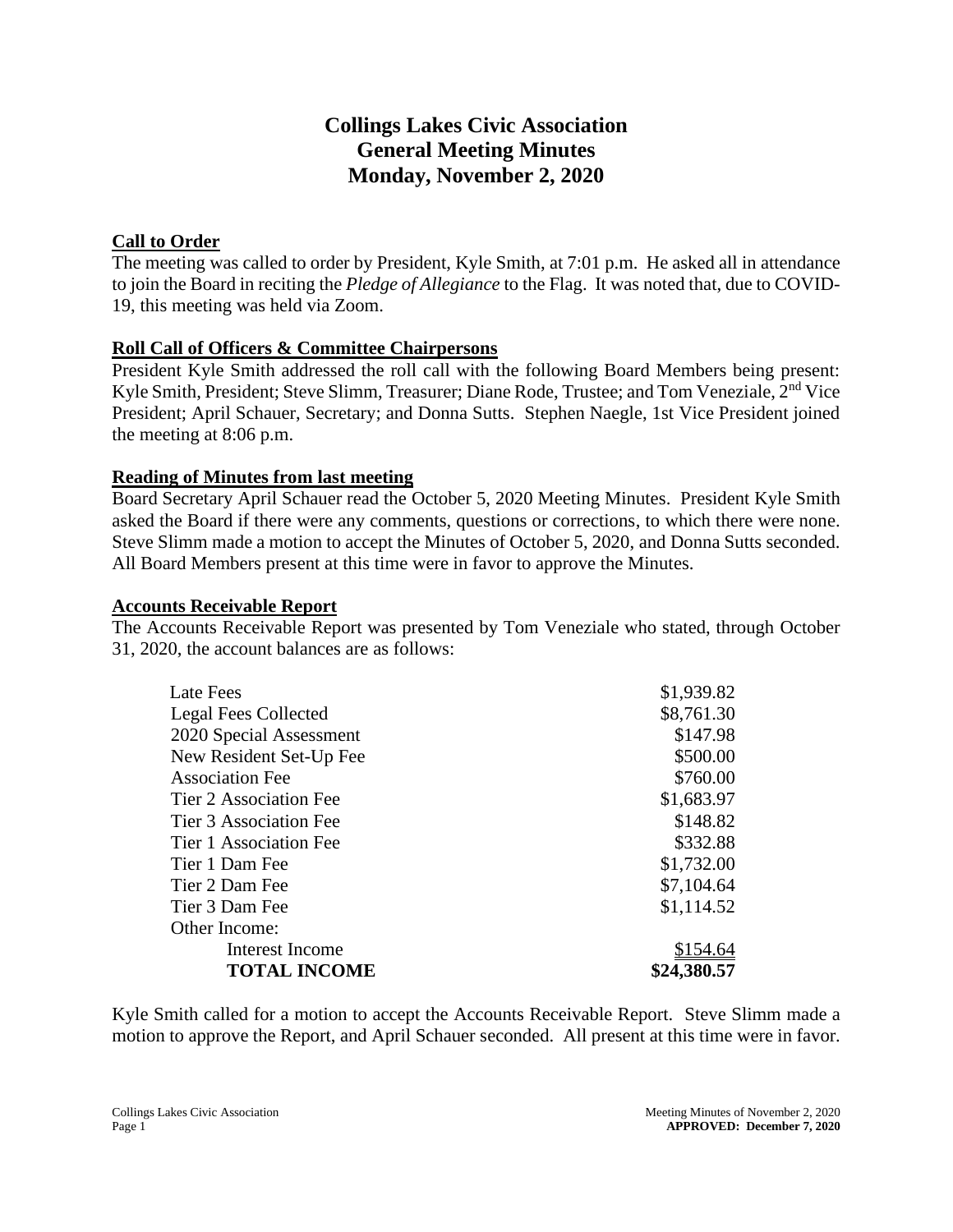# Collings Lakes Civic Association
# General Meeting Minutes
# Monday, November 2, 2020

## Call to Order

The meeting was called to order by President, Kyle Smith, at 7:01 p.m. He asked all in attendance to join the Board in reciting the *Pledge of Allegiance* to the Flag. It was noted that, due to COVID-19, this meeting was held via Zoom.

## Roll Call of Officers & Committee Chairpersons

President Kyle Smith addressed the roll call with the following Board Members being present: Kyle Smith, President; Steve Slimm, Treasurer; Diane Rode, Trustee; and Tom Veneziale, 2nd Vice President; April Schauer, Secretary; and Donna Sutts. Stephen Naegle, 1st Vice President joined the meeting at 8:06 p.m.

## Reading of Minutes from last meeting

Board Secretary April Schauer read the October 5, 2020 Meeting Minutes. President Kyle Smith asked the Board if there were any comments, questions or corrections, to which there were none. Steve Slimm made a motion to accept the Minutes of October 5, 2020, and Donna Sutts seconded. All Board Members present at this time were in favor to approve the Minutes.

## Accounts Receivable Report

The Accounts Receivable Report was presented by Tom Veneziale who stated, through October 31, 2020, the account balances are as follows:

| | |
|---|---|
| Late Fees | $1,939.82 |
| Legal Fees Collected | $8,761.30 |
| 2020 Special Assessment | $147.98 |
| New Resident Set-Up Fee | $500.00 |
| Association Fee | $760.00 |
| Tier 2 Association Fee | $1,683.97 |
| Tier 3 Association Fee | $148.82 |
| Tier 1 Association Fee | $332.88 |
| Tier 1 Dam Fee | $1,732.00 |
| Tier 2 Dam Fee | $7,104.64 |
| Tier 3 Dam Fee | $1,114.52 |
| Other Income: | |
| Interest Income | $154.64 |
| **TOTAL INCOME** | **$24,380.57** |

Kyle Smith called for a motion to accept the Accounts Receivable Report. Steve Slimm made a motion to approve the Report, and April Schauer seconded. All present at this time were in favor.

**APPROVED: December 7, 2020**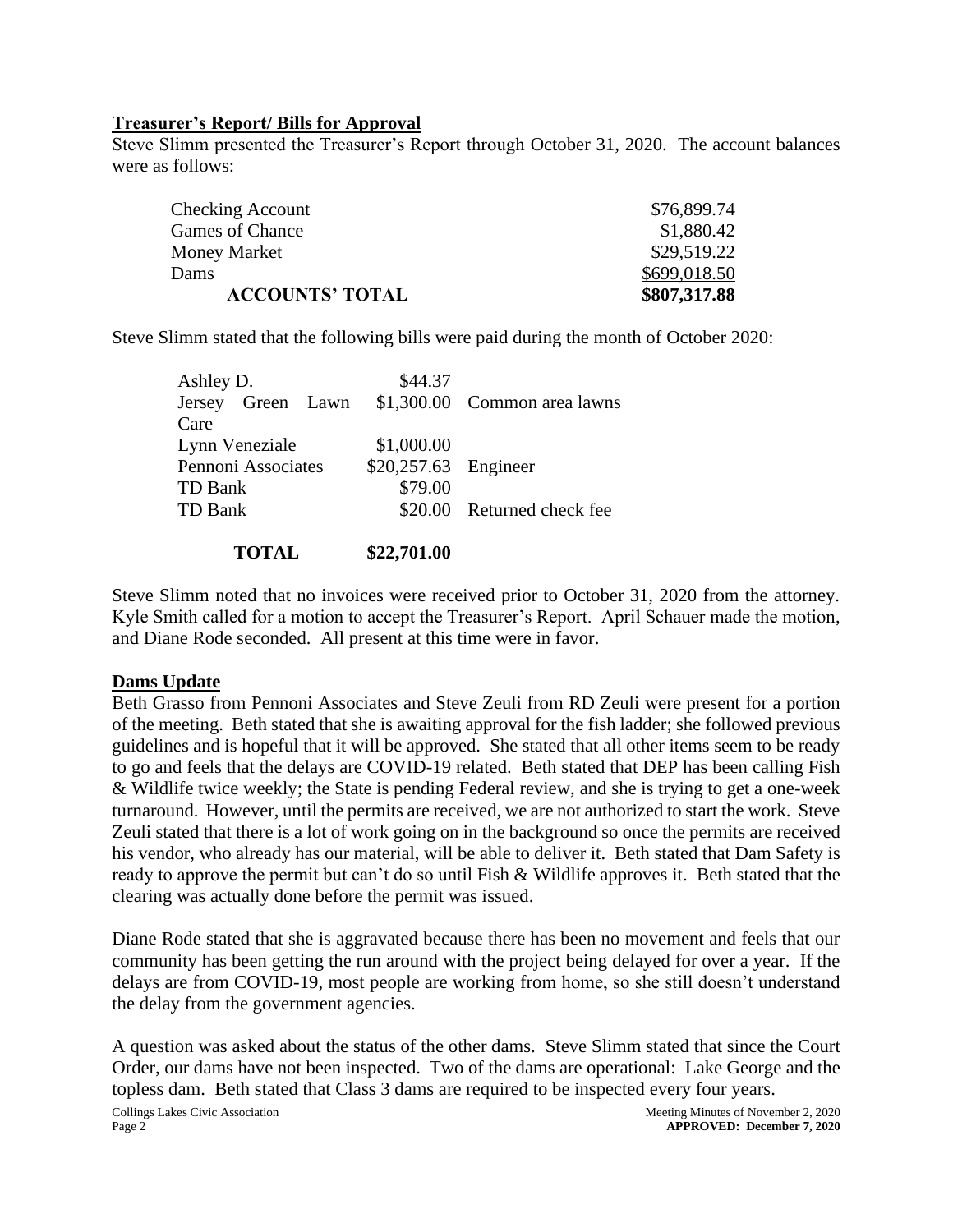## Treasurer's Report/ Bills for Approval

Steve Slimm presented the Treasurer's Report through October 31, 2020. The account balances were as follows:

| Account | Balance |
|---|---|
| Checking Account | $76,899.74 |
| Games of Chance | $1,880.42 |
| Money Market | $29,519.22 |
| Dams | $699,018.50 |
| **ACCOUNTS' TOTAL** | **$807,317.88** |

Steve Slimm stated that the following bills were paid during the month of October 2020:

| Payee | Amount | Description |
|---|---|---|
| Ashley D. | $44.37 | |
| Jersey Green Lawn Care | $1,300.00 | Common area lawns |
| Lynn Veneziale | $1,000.00 | |
| Pennoni Associates | $20,257.63 | Engineer |
| TD Bank | $79.00 | |
| TD Bank | $20.00 | Returned check fee |
| **TOTAL** | **$22,701.00** | |

Steve Slimm noted that no invoices were received prior to October 31, 2020 from the attorney. Kyle Smith called for a motion to accept the Treasurer's Report. April Schauer made the motion, and Diane Rode seconded. All present at this time were in favor.

## Dams Update

Beth Grasso from Pennoni Associates and Steve Zeuli from RD Zeuli were present for a portion of the meeting. Beth stated that she is awaiting approval for the fish ladder; she followed previous guidelines and is hopeful that it will be approved. She stated that all other items seem to be ready to go and feels that the delays are COVID-19 related. Beth stated that DEP has been calling Fish & Wildlife twice weekly; the State is pending Federal review, and she is trying to get a one-week turnaround. However, until the permits are received, we are not authorized to start the work. Steve Zeuli stated that there is a lot of work going on in the background so once the permits are received his vendor, who already has our material, will be able to deliver it. Beth stated that Dam Safety is ready to approve the permit but can't do so until Fish & Wildlife approves it. Beth stated that the clearing was actually done before the permit was issued.

Diane Rode stated that she is aggravated because there has been no movement and feels that our community has been getting the run around with the project being delayed for over a year. If the delays are from COVID-19, most people are working from home, so she still doesn't understand the delay from the government agencies.

A question was asked about the status of the other dams. Steve Slimm stated that since the Court Order, our dams have not been inspected. Two of the dams are operational: Lake George and the topless dam. Beth stated that Class 3 dams are required to be inspected every four years.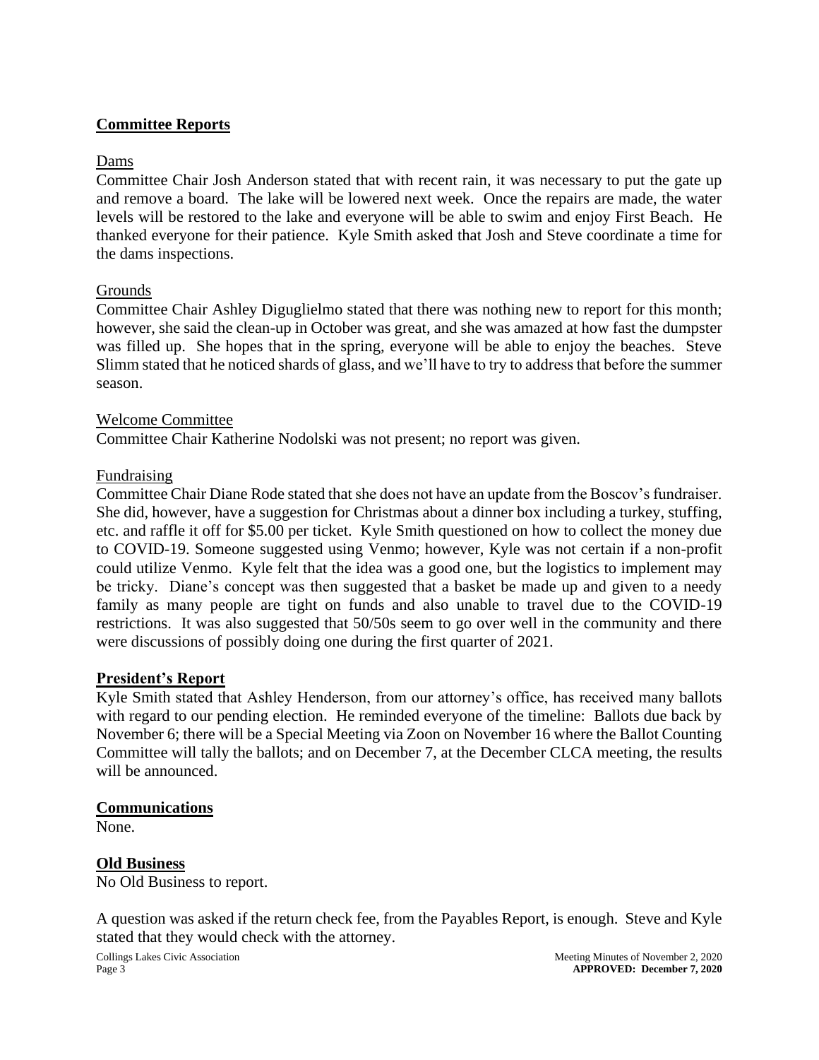## **Committee Reports**

### Dams

Committee Chair Josh Anderson stated that with recent rain, it was necessary to put the gate up and remove a board. The lake will be lowered next week. Once the repairs are made, the water levels will be restored to the lake and everyone will be able to swim and enjoy First Beach. He thanked everyone for their patience. Kyle Smith asked that Josh and Steve coordinate a time for the dams inspections.

### Grounds

Committee Chair Ashley Diguglielmo stated that there was nothing new to report for this month; however, she said the clean-up in October was great, and she was amazed at how fast the dumpster was filled up. She hopes that in the spring, everyone will be able to enjoy the beaches. Steve Slimm stated that he noticed shards of glass, and we'll have to try to address that before the summer season.

### Welcome Committee

Committee Chair Katherine Nodolski was not present; no report was given.

### Fundraising

Committee Chair Diane Rode stated that she does not have an update from the Boscov's fundraiser. She did, however, have a suggestion for Christmas about a dinner box including a turkey, stuffing, etc. and raffle it off for $5.00 per ticket. Kyle Smith questioned on how to collect the money due to COVID-19. Someone suggested using Venmo; however, Kyle was not certain if a non-profit could utilize Venmo. Kyle felt that the idea was a good one, but the logistics to implement may be tricky. Diane's concept was then suggested that a basket be made up and given to a needy family as many people are tight on funds and also unable to travel due to the COVID-19 restrictions. It was also suggested that 50/50s seem to go over well in the community and there were discussions of possibly doing one during the first quarter of 2021.

## **President's Report**

Kyle Smith stated that Ashley Henderson, from our attorney's office, has received many ballots with regard to our pending election. He reminded everyone of the timeline: Ballots due back by November 6; there will be a Special Meeting via Zoon on November 16 where the Ballot Counting Committee will tally the ballots; and on December 7, at the December CLCA meeting, the results will be announced.

## **Communications**

None.

## **Old Business**

No Old Business to report.

A question was asked if the return check fee, from the Payables Report, is enough. Steve and Kyle stated that they would check with the attorney.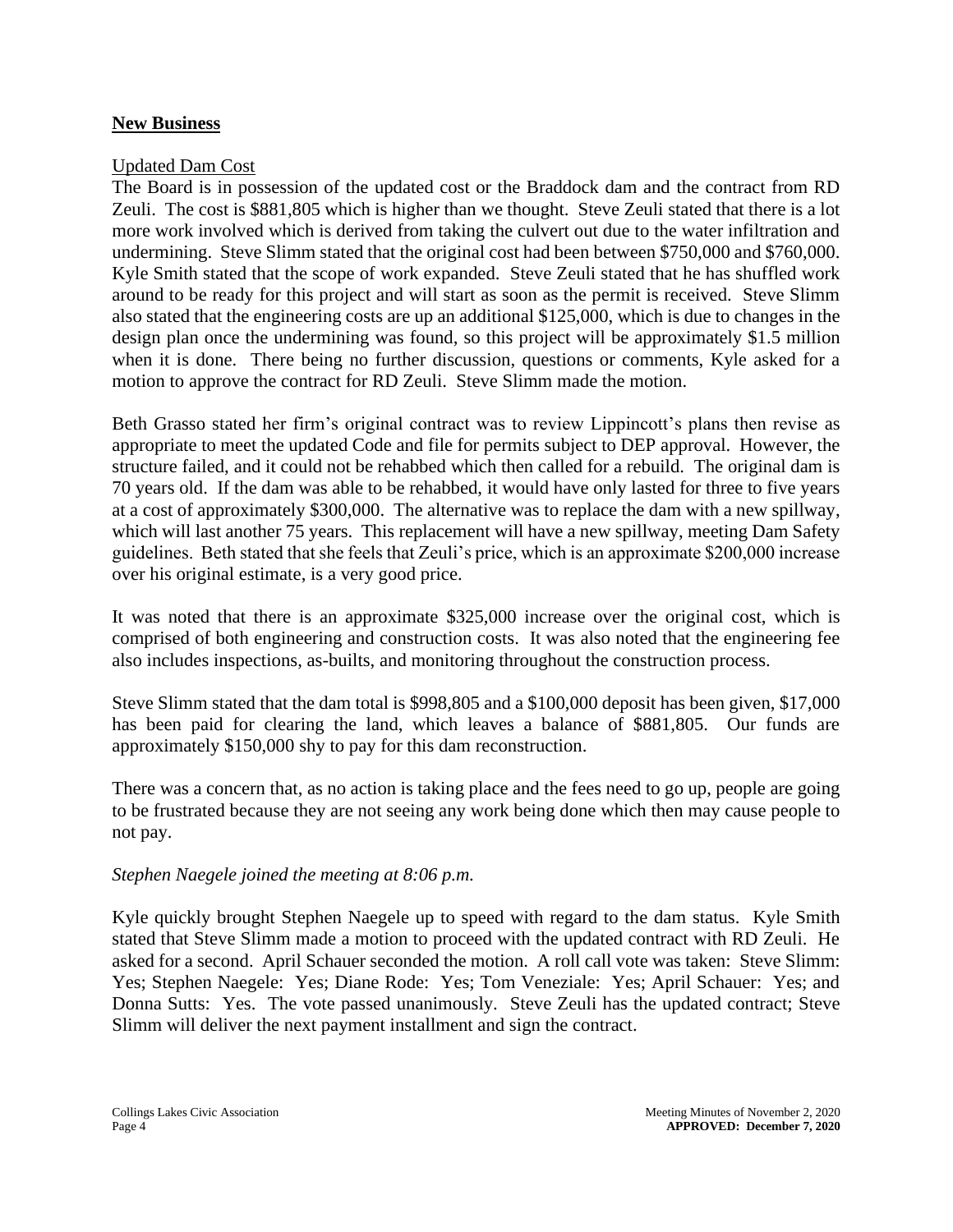## New Business

Updated Dam Cost

The Board is in possession of the updated cost or the Braddock dam and the contract from RD Zeuli. The cost is $881,805 which is higher than we thought. Steve Zeuli stated that there is a lot more work involved which is derived from taking the culvert out due to the water infiltration and undermining. Steve Slimm stated that the original cost had been between $750,000 and $760,000. Kyle Smith stated that the scope of work expanded. Steve Zeuli stated that he has shuffled work around to be ready for this project and will start as soon as the permit is received. Steve Slimm also stated that the engineering costs are up an additional $125,000, which is due to changes in the design plan once the undermining was found, so this project will be approximately $1.5 million when it is done. There being no further discussion, questions or comments, Kyle asked for a motion to approve the contract for RD Zeuli. Steve Slimm made the motion.

Beth Grasso stated her firm's original contract was to review Lippincott's plans then revise as appropriate to meet the updated Code and file for permits subject to DEP approval. However, the structure failed, and it could not be rehabbed which then called for a rebuild. The original dam is 70 years old. If the dam was able to be rehabbed, it would have only lasted for three to five years at a cost of approximately $300,000. The alternative was to replace the dam with a new spillway, which will last another 75 years. This replacement will have a new spillway, meeting Dam Safety guidelines. Beth stated that she feels that Zeuli's price, which is an approximate $200,000 increase over his original estimate, is a very good price.

It was noted that there is an approximate $325,000 increase over the original cost, which is comprised of both engineering and construction costs. It was also noted that the engineering fee also includes inspections, as-builts, and monitoring throughout the construction process.

Steve Slimm stated that the dam total is $998,805 and a $100,000 deposit has been given, $17,000 has been paid for clearing the land, which leaves a balance of $881,805. Our funds are approximately $150,000 shy to pay for this dam reconstruction.

There was a concern that, as no action is taking place and the fees need to go up, people are going to be frustrated because they are not seeing any work being done which then may cause people to not pay.

*Stephen Naegele joined the meeting at 8:06 p.m.*

Kyle quickly brought Stephen Naegele up to speed with regard to the dam status. Kyle Smith stated that Steve Slimm made a motion to proceed with the updated contract with RD Zeuli. He asked for a second. April Schauer seconded the motion. A roll call vote was taken: Steve Slimm: Yes; Stephen Naegele: Yes; Diane Rode: Yes; Tom Veneziale: Yes; April Schauer: Yes; and Donna Sutts: Yes. The vote passed unanimously. Steve Zeuli has the updated contract; Steve Slimm will deliver the next payment installment and sign the contract.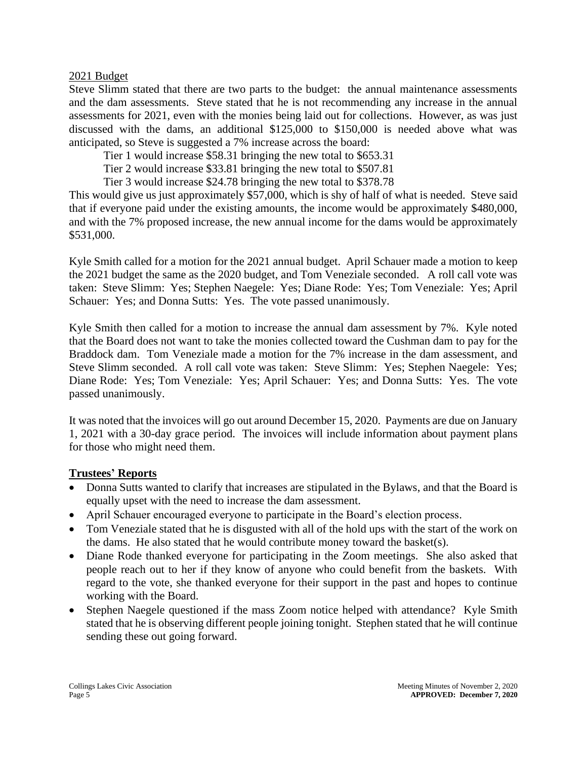2021 Budget

Steve Slimm stated that there are two parts to the budget: the annual maintenance assessments and the dam assessments. Steve stated that he is not recommending any increase in the annual assessments for 2021, even with the monies being laid out for collections. However, as was just discussed with the dams, an additional \$125,000 to \$150,000 is needed above what was anticipated, so Steve is suggested a 7% increase across the board:

Tier 1 would increase \$58.31 bringing the new total to \$653.31
Tier 2 would increase \$33.81 bringing the new total to \$507.81
Tier 3 would increase \$24.78 bringing the new total to \$378.78

This would give us just approximately \$57,000, which is shy of half of what is needed. Steve said that if everyone paid under the existing amounts, the income would be approximately \$480,000, and with the 7% proposed increase, the new annual income for the dams would be approximately \$531,000.

Kyle Smith called for a motion for the 2021 annual budget. April Schauer made a motion to keep the 2021 budget the same as the 2020 budget, and Tom Veneziale seconded. A roll call vote was taken: Steve Slimm: Yes; Stephen Naegele: Yes; Diane Rode: Yes; Tom Veneziale: Yes; April Schauer: Yes; and Donna Sutts: Yes. The vote passed unanimously.

Kyle Smith then called for a motion to increase the annual dam assessment by 7%. Kyle noted that the Board does not want to take the monies collected toward the Cushman dam to pay for the Braddock dam. Tom Veneziale made a motion for the 7% increase in the dam assessment, and Steve Slimm seconded. A roll call vote was taken: Steve Slimm: Yes; Stephen Naegele: Yes; Diane Rode: Yes; Tom Veneziale: Yes; April Schauer: Yes; and Donna Sutts: Yes. The vote passed unanimously.

It was noted that the invoices will go out around December 15, 2020. Payments are due on January 1, 2021 with a 30-day grace period. The invoices will include information about payment plans for those who might need them.

## Trustees' Reports

- Donna Sutts wanted to clarify that increases are stipulated in the Bylaws, and that the Board is equally upset with the need to increase the dam assessment.
- April Schauer encouraged everyone to participate in the Board's election process.
- Tom Veneziale stated that he is disgusted with all of the hold ups with the start of the work on the dams. He also stated that he would contribute money toward the basket(s).
- Diane Rode thanked everyone for participating in the Zoom meetings. She also asked that people reach out to her if they know of anyone who could benefit from the baskets. With regard to the vote, she thanked everyone for their support in the past and hopes to continue working with the Board.
- Stephen Naegele questioned if the mass Zoom notice helped with attendance? Kyle Smith stated that he is observing different people joining tonight. Stephen stated that he will continue sending these out going forward.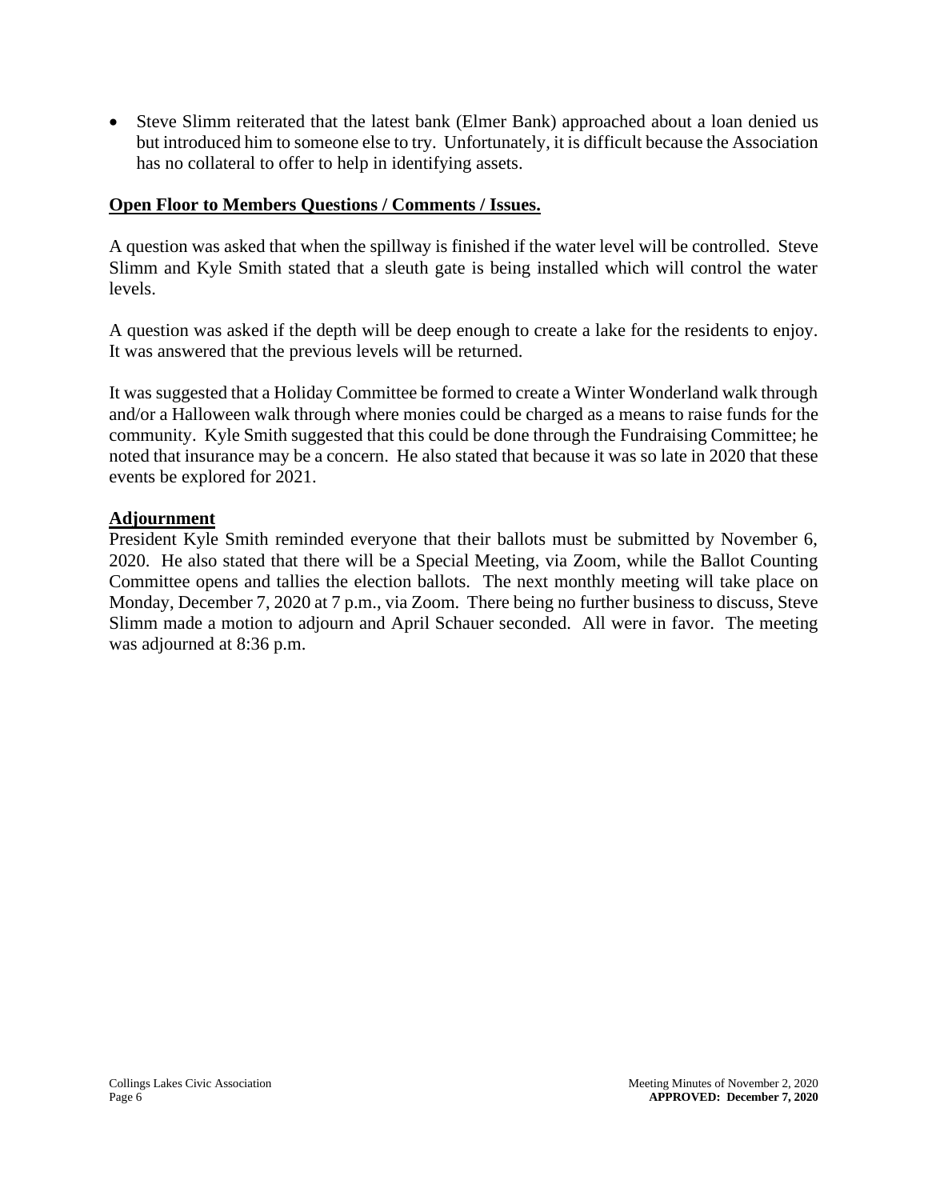- Steve Slimm reiterated that the latest bank (Elmer Bank) approached about a loan denied us but introduced him to someone else to try. Unfortunately, it is difficult because the Association has no collateral to offer to help in identifying assets.

**Open Floor to Members Questions / Comments / Issues.**

A question was asked that when the spillway is finished if the water level will be controlled. Steve Slimm and Kyle Smith stated that a sleuth gate is being installed which will control the water levels.

A question was asked if the depth will be deep enough to create a lake for the residents to enjoy. It was answered that the previous levels will be returned.

It was suggested that a Holiday Committee be formed to create a Winter Wonderland walk through and/or a Halloween walk through where monies could be charged as a means to raise funds for the community. Kyle Smith suggested that this could be done through the Fundraising Committee; he noted that insurance may be a concern. He also stated that because it was so late in 2020 that these events be explored for 2021.

**Adjournment**

President Kyle Smith reminded everyone that their ballots must be submitted by November 6, 2020. He also stated that there will be a Special Meeting, via Zoom, while the Ballot Counting Committee opens and tallies the election ballots. The next monthly meeting will take place on Monday, December 7, 2020 at 7 p.m., via Zoom. There being no further business to discuss, Steve Slimm made a motion to adjourn and April Schauer seconded. All were in favor. The meeting was adjourned at 8:36 p.m.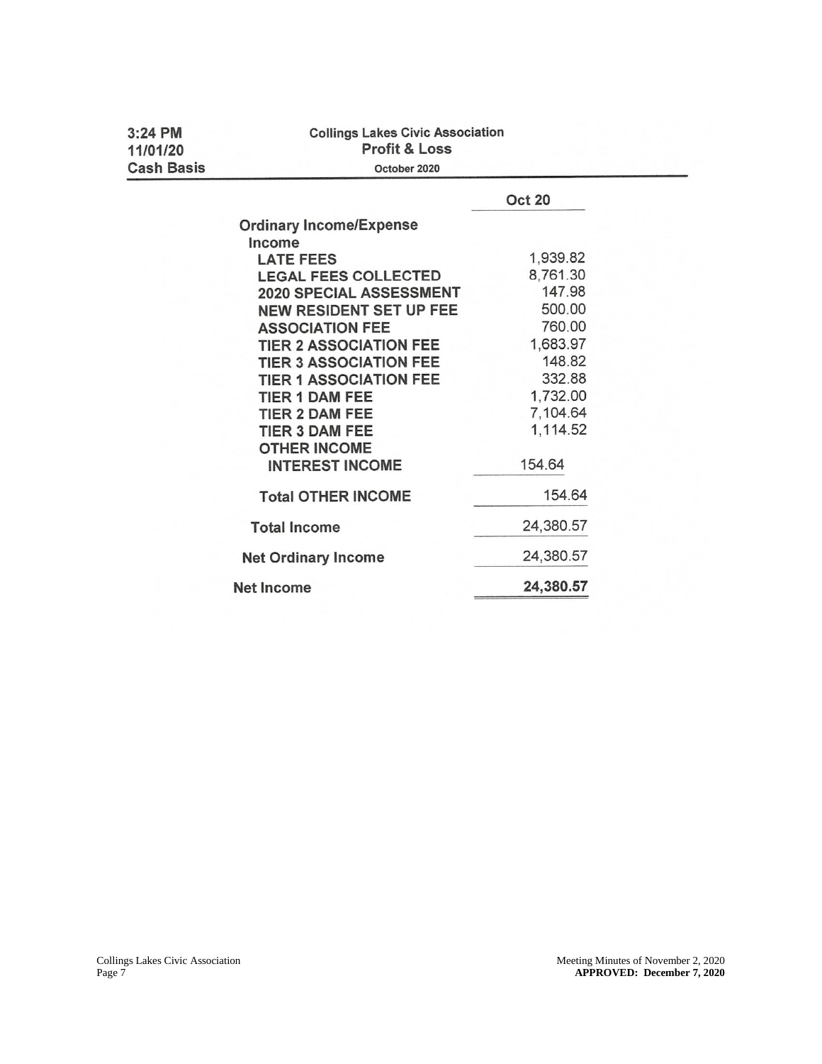3:24 PM
11/01/20
Cash Basis

**Collings Lakes Civic Association**
**Profit & Loss**
**October 2020**

| | Oct 20 |
|---|---|
| **Ordinary Income/Expense** | |
| **Income** | |
| **LATE FEES** | 1,939.82 |
| **LEGAL FEES COLLECTED** | 8,761.30 |
| **2020 SPECIAL ASSESSMENT** | 147.98 |
| **NEW RESIDENT SET UP FEE** | 500.00 |
| **ASSOCIATION FEE** | 760.00 |
| **TIER 2 ASSOCIATION FEE** | 1,683.97 |
| **TIER 3 ASSOCIATION FEE** | 148.82 |
| **TIER 1 ASSOCIATION FEE** | 332.88 |
| **TIER 1 DAM FEE** | 1,732.00 |
| **TIER 2 DAM FEE** | 7,104.64 |
| **TIER 3 DAM FEE** | 1,114.52 |
| **OTHER INCOME** | |
| **INTEREST INCOME** | 154.64 |
| **Total OTHER INCOME** | 154.64 |
| **Total Income** | 24,380.57 |
| **Net Ordinary Income** | 24,380.57 |
| **Net Income** | **24,380.57** |

Meeting Minutes of November 2, 2020
**APPROVED: December 7, 2020**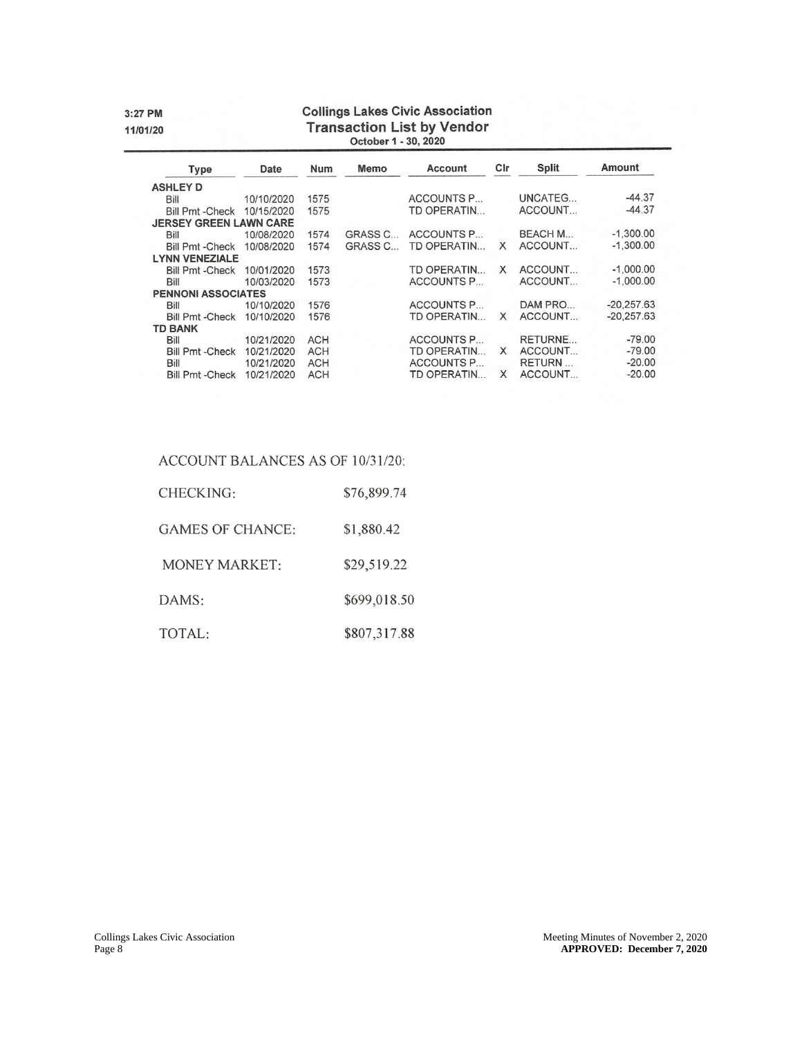3:27 PM
11/01/20

**Collings Lakes Civic Association**
**Transaction List by Vendor**
October 1 - 30, 2020

| Type | Date | Num | Memo | Account | Clr | Split | Amount |
|---|---|---|---|---|---|---|---|
| **ASHLEY D** | | | | | | | |
| Bill | 10/10/2020 | 1575 | | ACCOUNTS P... | | UNCATEG... | -44.37 |
| Bill Pmt -Check | 10/15/2020 | 1575 | | TD OPERATIN... | | ACCOUNT... | -44.37 |
| **JERSEY GREEN LAWN CARE** | | | | | | | |
| Bill | 10/08/2020 | 1574 | GRASS C... | ACCOUNTS P... | | BEACH M... | -1,300.00 |
| Bill Pmt -Check | 10/08/2020 | 1574 | GRASS C... | TD OPERATIN... | X | ACCOUNT... | -1,300.00 |
| **LYNN VENEZIALE** | | | | | | | |
| Bill Pmt -Check | 10/01/2020 | 1573 | | TD OPERATIN... | X | ACCOUNT... | -1,000.00 |
| Bill | 10/03/2020 | 1573 | | ACCOUNTS P... | | ACCOUNT... | -1,000.00 |
| **PENNONI ASSOCIATES** | | | | | | | |
| Bill | 10/10/2020 | 1576 | | ACCOUNTS P... | | DAM PRO... | -20,257.63 |
| Bill Pmt -Check | 10/10/2020 | 1576 | | TD OPERATIN... | X | ACCOUNT... | -20,257.63 |
| **TD BANK** | | | | | | | |
| Bill | 10/21/2020 | ACH | | ACCOUNTS P... | | RETURNE... | -79.00 |
| Bill Pmt -Check | 10/21/2020 | ACH | | TD OPERATIN... | X | ACCOUNT... | -79.00 |
| Bill | 10/21/2020 | ACH | | ACCOUNTS P... | | RETURN ... | -20.00 |
| Bill Pmt -Check | 10/21/2020 | ACH | | TD OPERATIN... | X | ACCOUNT... | -20.00 |

ACCOUNT BALANCES AS OF 10/31/20:

| | |
|---|---|
| CHECKING: | $76,899.74 |
| GAMES OF CHANCE: | $1,880.42 |
| MONEY MARKET: | $29,519.22 |
| DAMS: | $699,018.50 |
| TOTAL: | $807,317.88 |